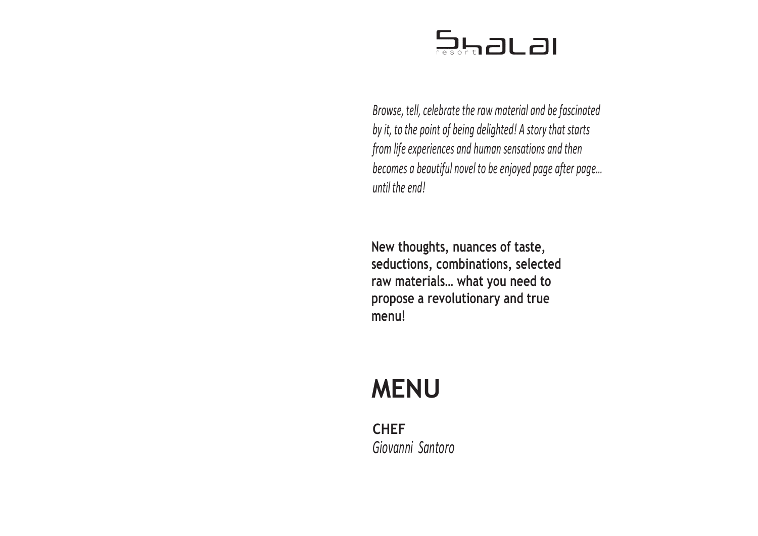Shalai resort

*Browse, tell, celebrate the raw material and be fascinated by it, to the point of being delighted! A story that starts from life experiences and human sensations and then becomes a beautiful novel to be enjoyed page after page... until the end!*

**New thoughts, nuances of taste, seductions, combinations, selected raw materials… what you need to propose a revolutionary and true menu!**

# MENU

**CHEF**
*Giovanni Santoro*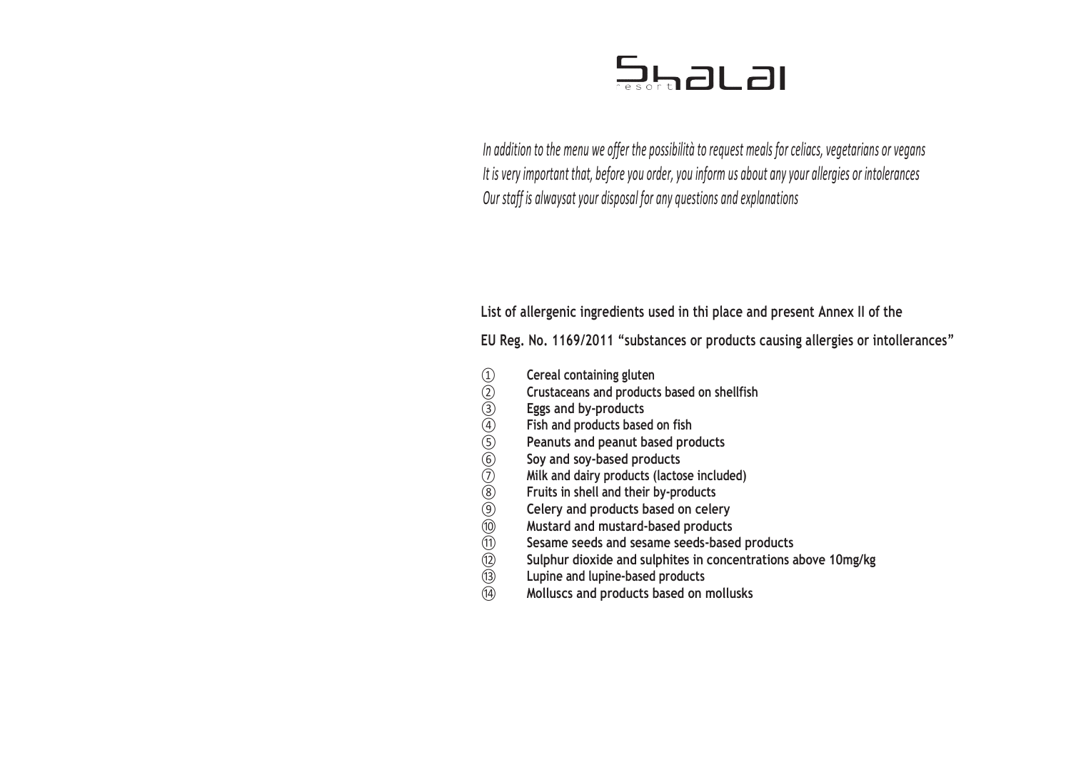# Shalai resort

*In addition to the menu we offer the possibilità to request meals for celiacs, vegetarians or vegans*
*It is very important that, before you order, you inform us about any your allergies or intolerances*
*Our staff is alwaysat your disposal for any questions and explanations*

**List of allergenic ingredients used in thi place and present Annex II of the**

**EU Reg. No. 1169/2011 "substances or products causing allergies or intollerances"**

① **Cereal containing gluten**
② **Crustaceans and products based on shellfish**
③ **Eggs and by-products**
④ **Fish and products based on fish**
⑤ **Peanuts and peanut based products**
⑥ **Soy and soy-based products**
⑦ **Milk and dairy products (lactose included)**
⑧ **Fruits in shell and their by-products**
⑨ **Celery and products based on celery**
⑩ **Mustard and mustard-based products**
⑪ **Sesame seeds and sesame seeds-based products**
⑫ **Sulphur dioxide and sulphites in concentrations above 10mg/kg**
⑬ **Lupine and lupine-based products**
⑭ **Molluscs and products based on mollusks**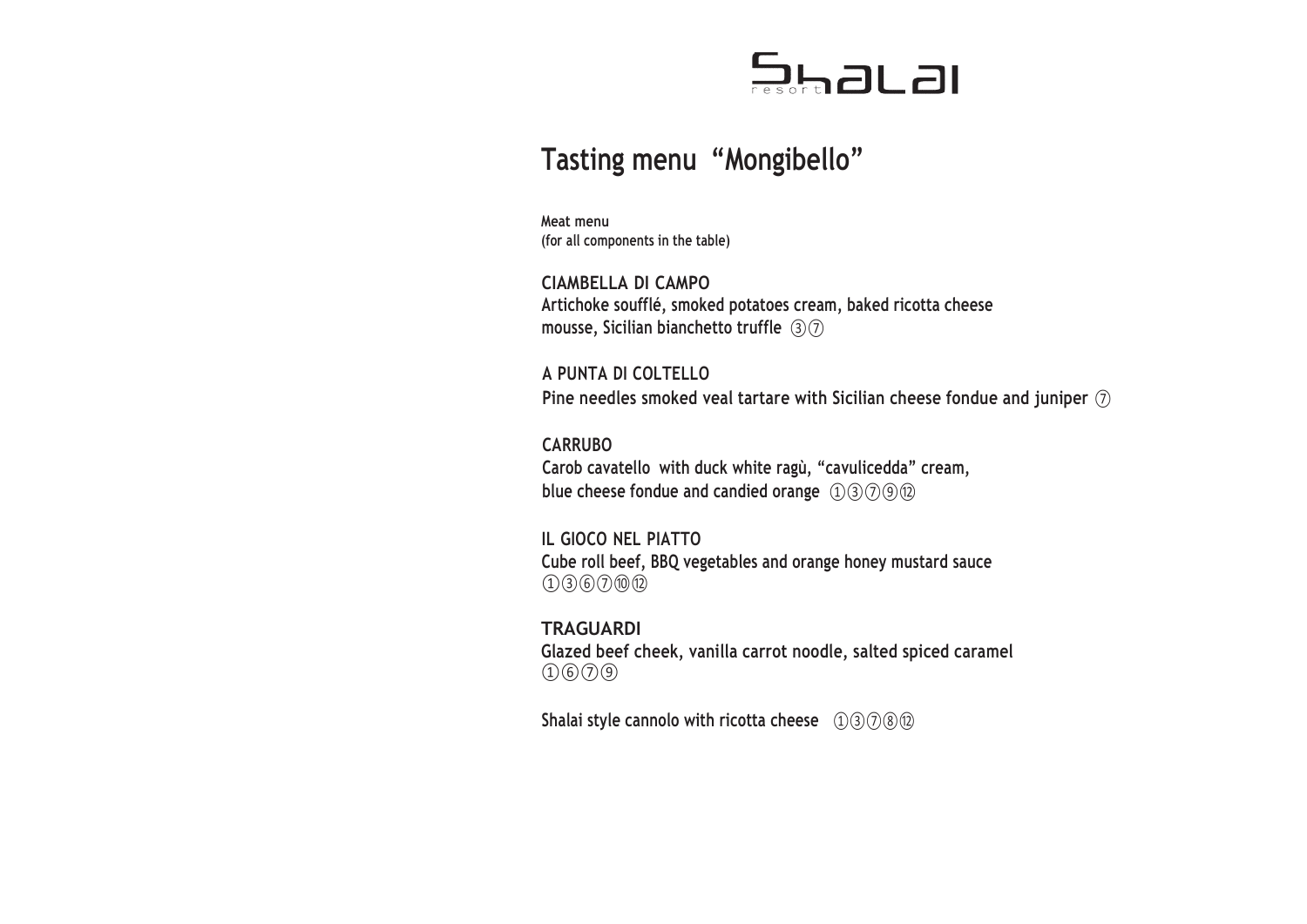Shalai resort

# Tasting menu "Mongibello"

Meat menu
(for all components in the table)

**CIAMBELLA DI CAMPO**
Artichoke soufflé, smoked potatoes cream, baked ricotta cheese mousse, Sicilian bianchetto truffle ③⑦

**A PUNTA DI COLTELLO**
Pine needles smoked veal tartare with Sicilian cheese fondue and juniper ⑦

**CARRUBO**
Carob cavatello with duck white ragù, "cavulicedda" cream, blue cheese fondue and candied orange ①③⑦⑨⑫

**IL GIOCO NEL PIATTO**
Cube roll beef, BBQ vegetables and orange honey mustard sauce
①③⑥⑦⑩⑫

**TRAGUARDI**
Glazed beef cheek, vanilla carrot noodle, salted spiced caramel
①⑥⑦⑨

Shalai style cannolo with ricotta cheese ①③⑦⑧⑫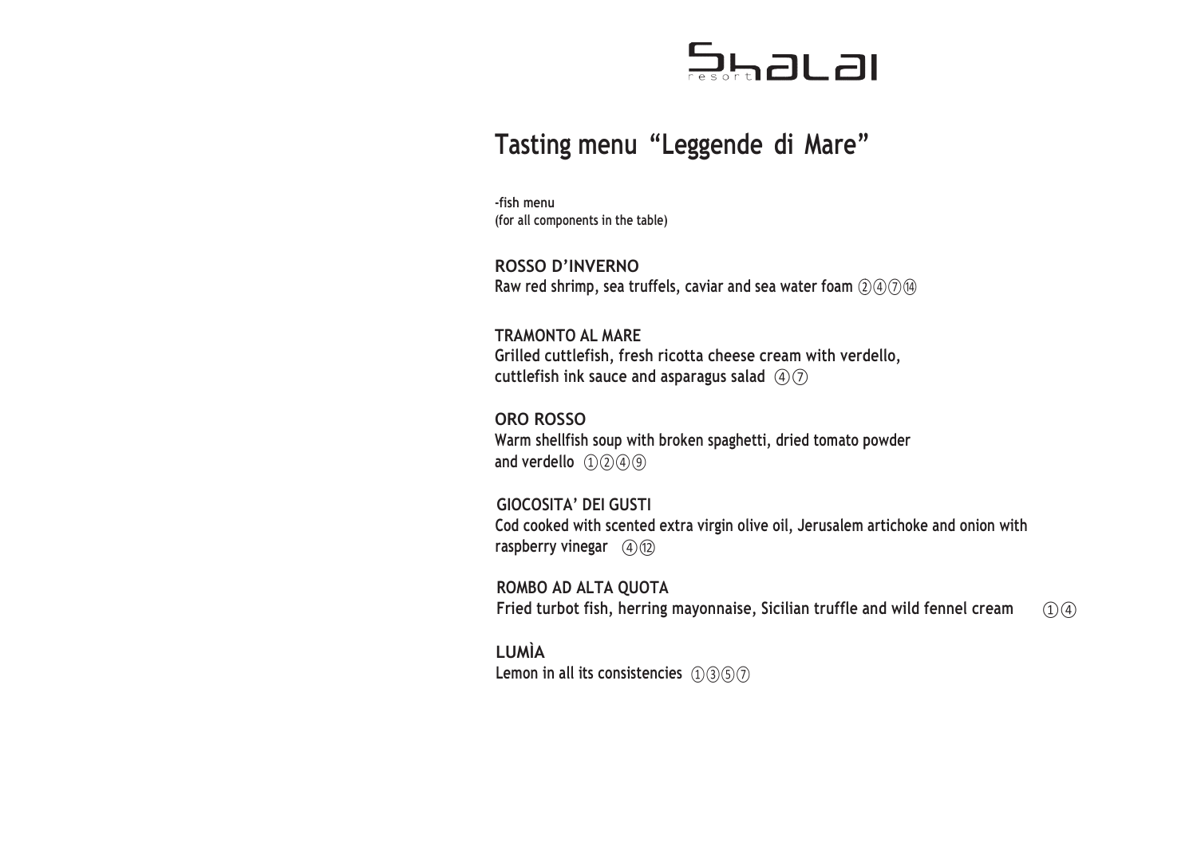Shalai resort

# Tasting menu "Leggende di Mare"

-fish menu
(for all components in the table)

**ROSSO D'INVERNO**
Raw red shrimp, sea truffels, caviar and sea water foam ②④⑦⑭

**TRAMONTO AL MARE**
Grilled cuttlefish, fresh ricotta cheese cream with verdello, cuttlefish ink sauce and asparagus salad ④⑦

**ORO ROSSO**
Warm shellfish soup with broken spaghetti, dried tomato powder and verdello ①②④⑨

**GIOCOSITA' DEI GUSTI**
Cod cooked with scented extra virgin olive oil, Jerusalem artichoke and onion with raspberry vinegar ④⑫

**ROMBO AD ALTA QUOTA**
Fried turbot fish, herring mayonnaise, Sicilian truffle and wild fennel cream ①④

**LUMÌA**
Lemon in all its consistencies ①③⑤⑦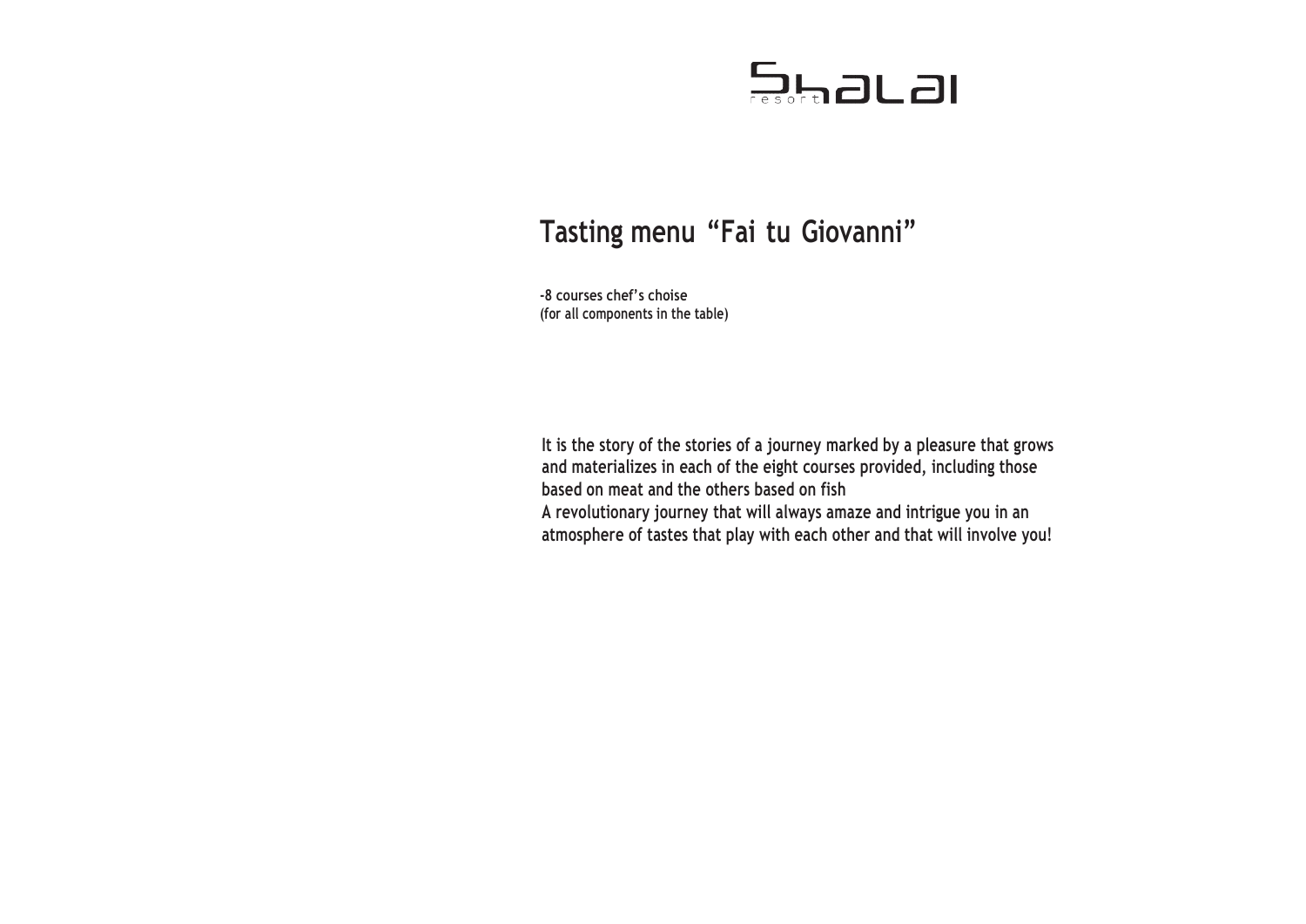Shalai resort

# Tasting menu “Fai tu Giovanni”

-8 courses chef’s choise
(for all components in the table)

It is the story of the stories of a journey marked by a pleasure that grows and materializes in each of the eight courses provided, including those based on meat and the others based on fish
A revolutionary journey that will always amaze and intrigue you in an atmosphere of tastes that play with each other and that will involve you!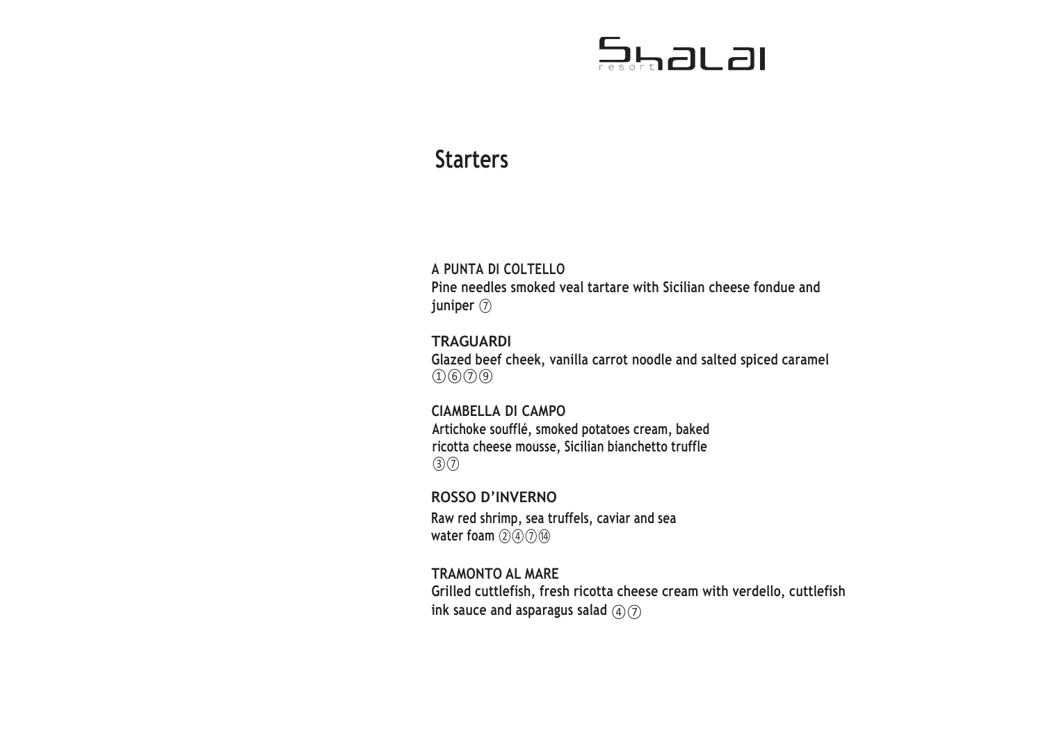Shalai resort

# Starters

**A PUNTA DI COLTELLO**
Pine needles smoked veal tartare with Sicilian cheese fondue and juniper ⑦

**TRAGUARDI**
Glazed beef cheek, vanilla carrot noodle and salted spiced caramel ①⑥⑦⑨

**CIAMBELLA DI CAMPO**
Artichoke soufflé, smoked potatoes cream, baked ricotta cheese mousse, Sicilian bianchetto truffle ③⑦

**ROSSO D'INVERNO**
Raw red shrimp, sea truffels, caviar and sea water foam ②④⑦⑭

**TRAMONTO AL MARE**
Grilled cuttlefish, fresh ricotta cheese cream with verdello, cuttlefish ink sauce and asparagus salad ④⑦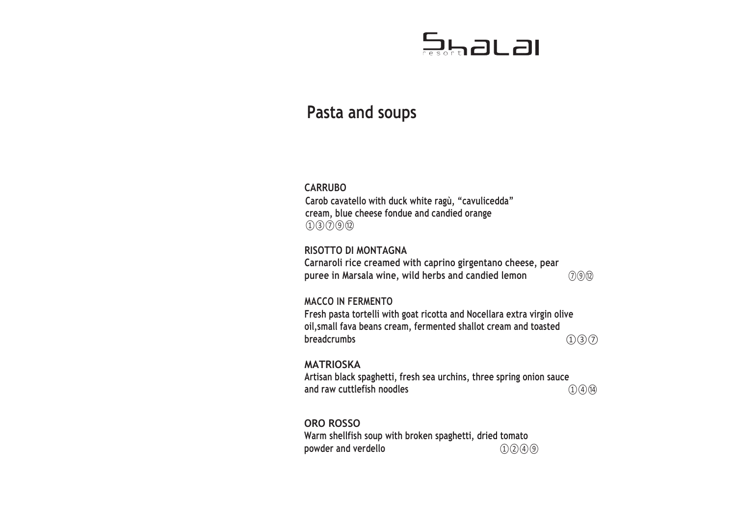# Shalai resort

## Pasta and soups

**CARRUBO**
Carob cavatello with duck white ragù, "cavulicedda" cream, blue cheese fondue and candied orange
①③⑦⑨⑫

**RISOTTO DI MONTAGNA**
Carnaroli rice creamed with caprino girgentano cheese, pear puree in Marsala wine, wild herbs and candied lemon ⑦⑨⑫

**MACCO IN FERMENTO**
Fresh pasta tortelli with goat ricotta and Nocellara extra virgin olive oil,small fava beans cream, fermented shallot cream and toasted breadcrumbs ①③⑦

**MATRIOSKA**
Artisan black spaghetti, fresh sea urchins, three spring onion sauce and raw cuttlefish noodles ①④⑭

**ORO ROSSO**
Warm shellfish soup with broken spaghetti, dried tomato powder and verdello ①②④⑨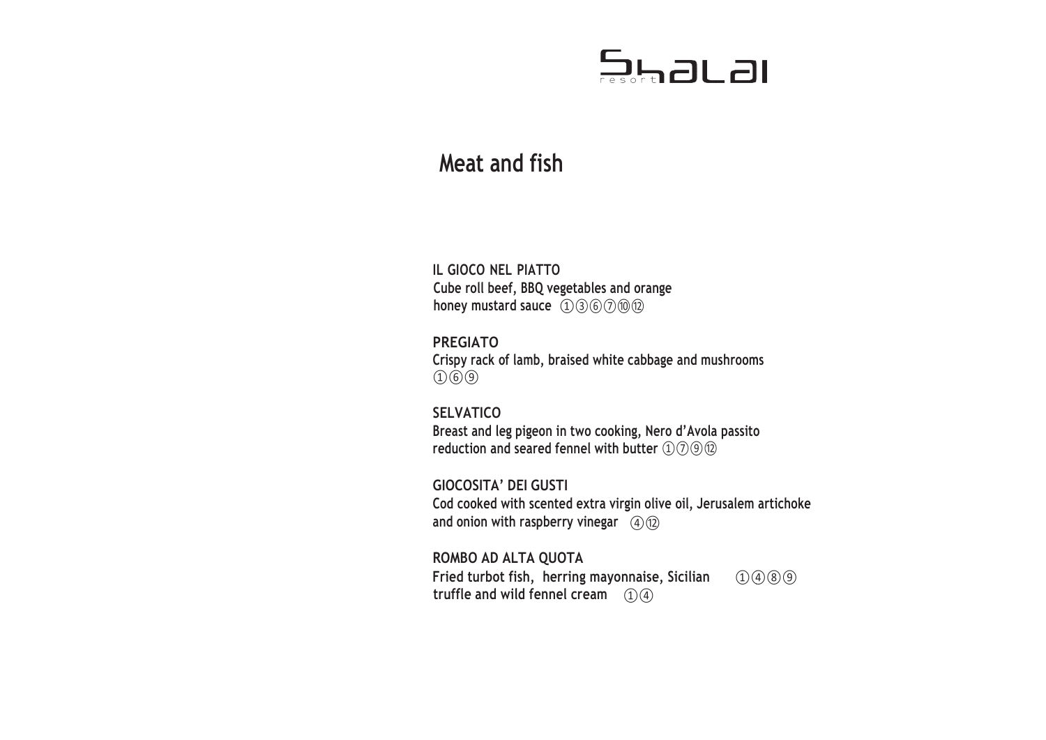# Shalai resort

## Meat and fish

**IL GIOCO NEL PIATTO**
Cube roll beef, BBQ vegetables and orange honey mustard sauce ①③⑥⑦⑩⑫

**PREGIATO**
Crispy rack of lamb, braised white cabbage and mushrooms ①⑥⑨

**SELVATICO**
Breast and leg pigeon in two cooking, Nero d'Avola passito reduction and seared fennel with butter ①⑦⑨⑫

**GIOCOSITA' DEI GUSTI**
Cod cooked with scented extra virgin olive oil, Jerusalem artichoke and onion with raspberry vinegar ④⑫

**ROMBO AD ALTA QUOTA**
Fried turbot fish, herring mayonnaise, Sicilian ①④⑧⑨
truffle and wild fennel cream ①④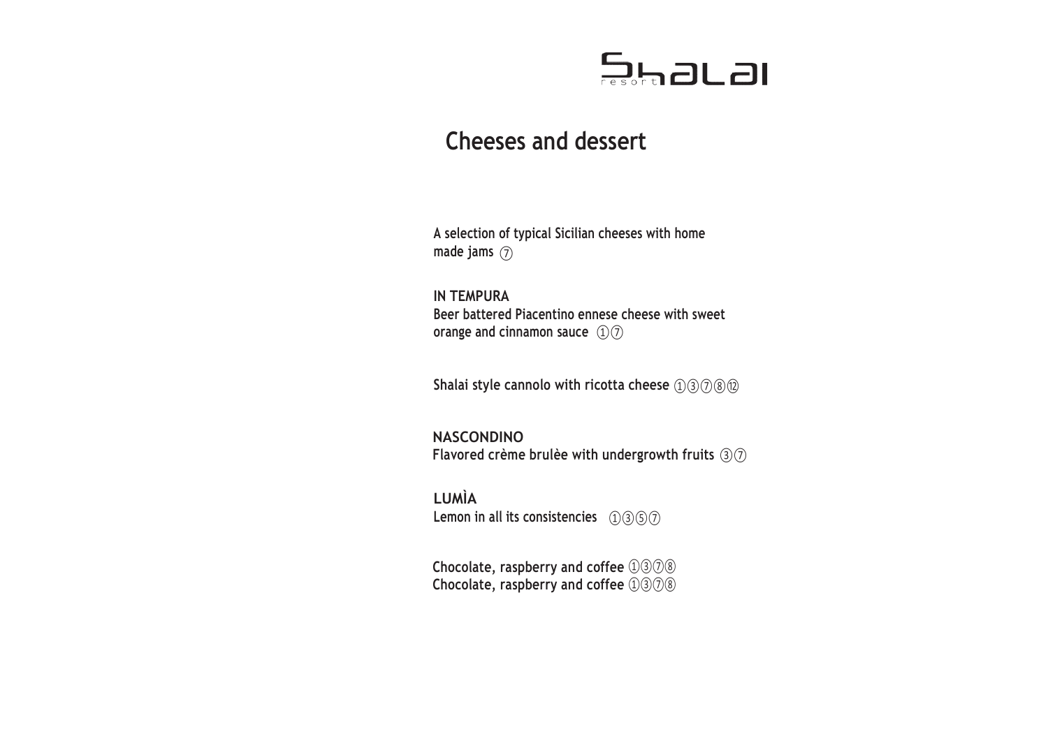# Cheeses and dessert

A selection of typical Sicilian cheeses with home made jams ⑦

**IN TEMPURA**
Beer battered Piacentino ennese cheese with sweet orange and cinnamon sauce ①⑦

Shalai style cannolo with ricotta cheese ①③⑦⑧⑫

**NASCONDINO**
Flavored crème brulèe with undergrowth fruits ③⑦

**LUMÌA**
Lemon in all its consistencies ①③⑤⑦

Chocolate, raspberry and coffee ①③⑦⑧
Chocolate, raspberry and coffee ①③⑦⑧